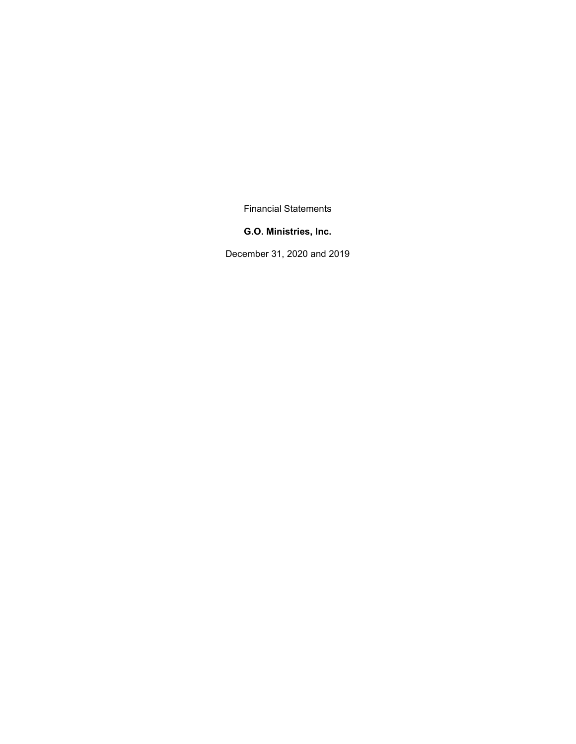Financial Statements

**G.O. Ministries, Inc.**

December 31, 2020 and 2019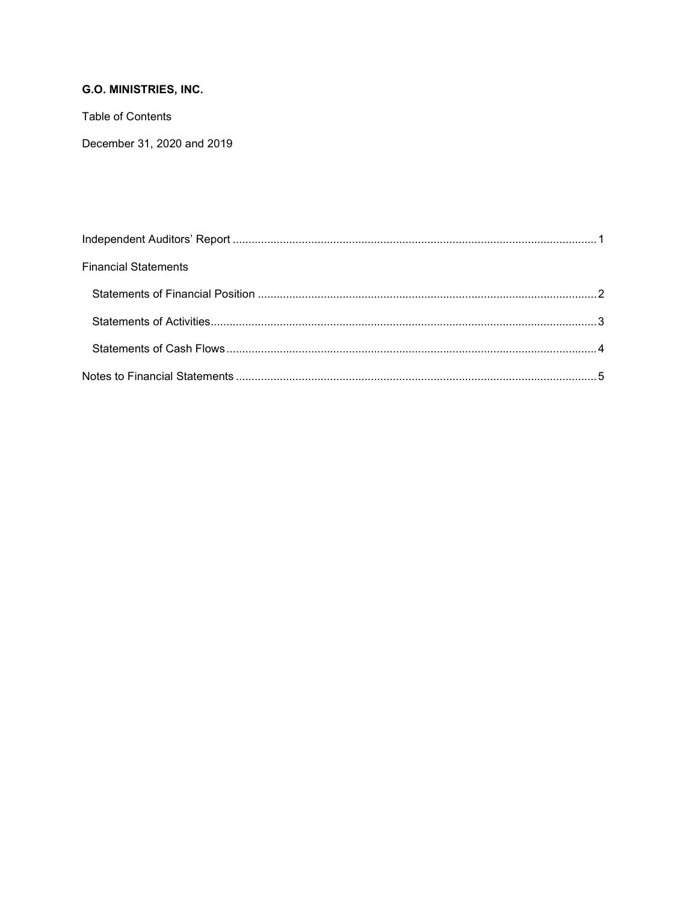**G.O. MINISTRIES, INC.**

Table of Contents

December 31, 2020 and 2019

| | |
|---|---|
| Independent Auditors' Report | 1 |
| Financial Statements | |
| Statements of Financial Position | 2 |
| Statements of Activities | 3 |
| Statements of Cash Flows | 4 |
| Notes to Financial Statements | 5 |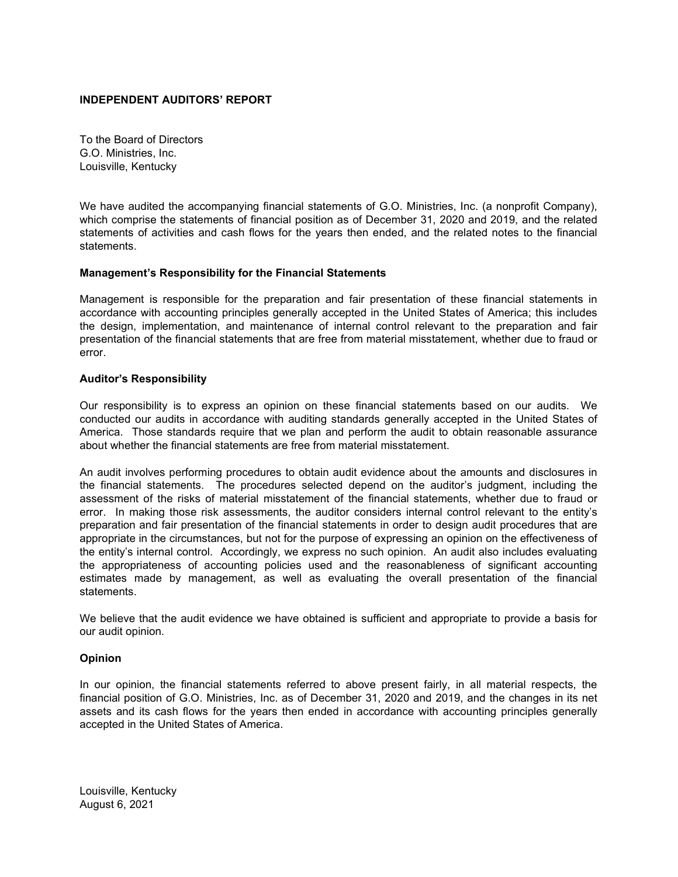## INDEPENDENT AUDITORS' REPORT

To the Board of Directors
G.O. Ministries, Inc.
Louisville, Kentucky

We have audited the accompanying financial statements of G.O. Ministries, Inc. (a nonprofit Company), which comprise the statements of financial position as of December 31, 2020 and 2019, and the related statements of activities and cash flows for the years then ended, and the related notes to the financial statements.

### Management's Responsibility for the Financial Statements

Management is responsible for the preparation and fair presentation of these financial statements in accordance with accounting principles generally accepted in the United States of America; this includes the design, implementation, and maintenance of internal control relevant to the preparation and fair presentation of the financial statements that are free from material misstatement, whether due to fraud or error.

### Auditor's Responsibility

Our responsibility is to express an opinion on these financial statements based on our audits. We conducted our audits in accordance with auditing standards generally accepted in the United States of America. Those standards require that we plan and perform the audit to obtain reasonable assurance about whether the financial statements are free from material misstatement.

An audit involves performing procedures to obtain audit evidence about the amounts and disclosures in the financial statements. The procedures selected depend on the auditor's judgment, including the assessment of the risks of material misstatement of the financial statements, whether due to fraud or error. In making those risk assessments, the auditor considers internal control relevant to the entity's preparation and fair presentation of the financial statements in order to design audit procedures that are appropriate in the circumstances, but not for the purpose of expressing an opinion on the effectiveness of the entity's internal control. Accordingly, we express no such opinion. An audit also includes evaluating the appropriateness of accounting policies used and the reasonableness of significant accounting estimates made by management, as well as evaluating the overall presentation of the financial statements.

We believe that the audit evidence we have obtained is sufficient and appropriate to provide a basis for our audit opinion.

### Opinion

In our opinion, the financial statements referred to above present fairly, in all material respects, the financial position of G.O. Ministries, Inc. as of December 31, 2020 and 2019, and the changes in its net assets and its cash flows for the years then ended in accordance with accounting principles generally accepted in the United States of America.

Louisville, Kentucky
August 6, 2021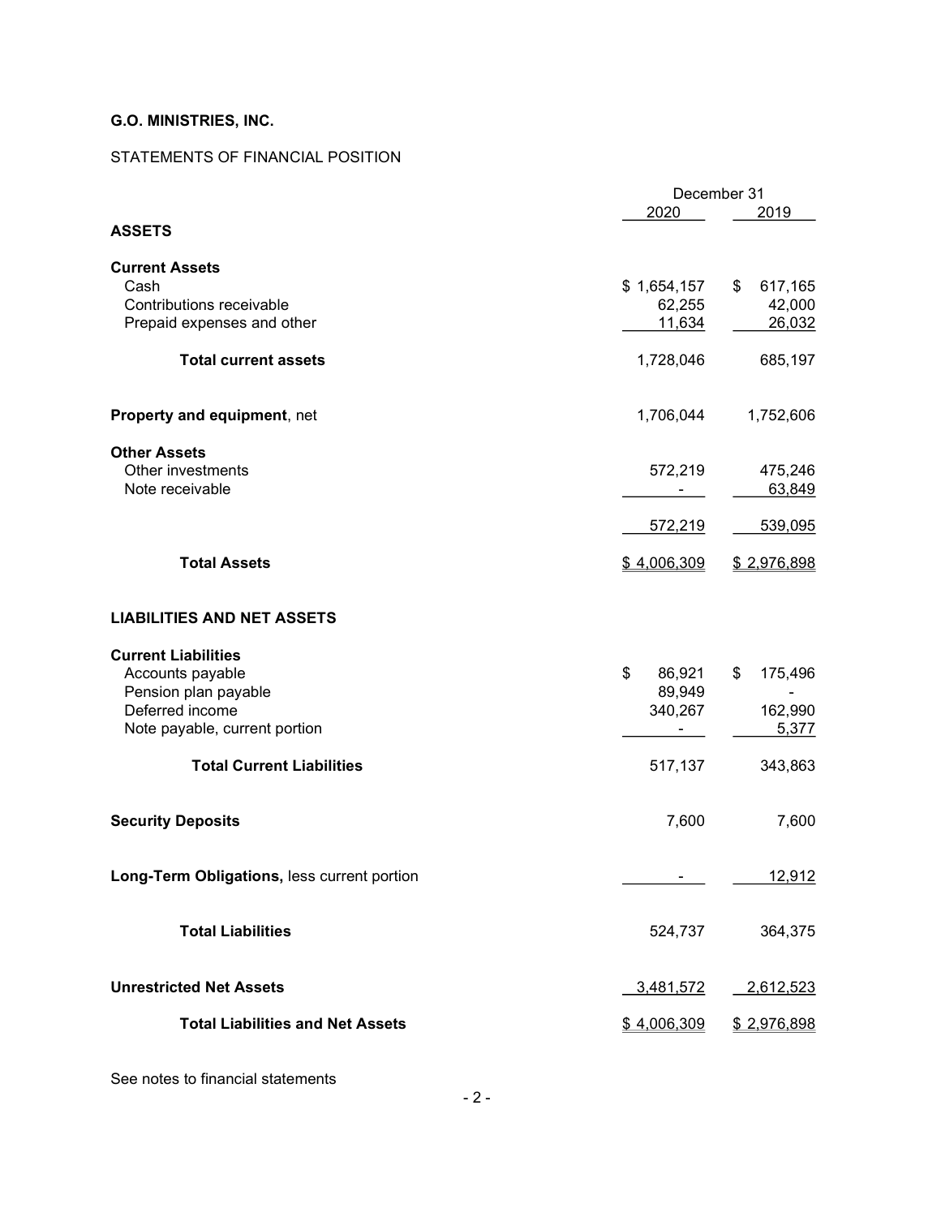**G.O. MINISTRIES, INC.**

STATEMENTS OF FINANCIAL POSITION

| | December 31 | |
|---|---|---|
| | 2020 | 2019 |
| **ASSETS** | | |
| **Current Assets** | | |
| Cash | $ 1,654,157 | $ 617,165 |
| Contributions receivable | 62,255 | 42,000 |
| Prepaid expenses and other | 11,634 | 26,032 |
| **Total current assets** | 1,728,046 | 685,197 |
| **Property and equipment**, net | 1,706,044 | 1,752,606 |
| **Other Assets** | | |
| Other investments | 572,219 | 475,246 |
| Note receivable | - | 63,849 |
| | 572,219 | 539,095 |
| **Total Assets** | $ 4,006,309 | $ 2,976,898 |
| **LIABILITIES AND NET ASSETS** | | |
| **Current Liabilities** | | |
| Accounts payable | $ 86,921 | $ 175,496 |
| Pension plan payable | 89,949 | - |
| Deferred income | 340,267 | 162,990 |
| Note payable, current portion | - | 5,377 |
| **Total Current Liabilities** | 517,137 | 343,863 |
| **Security Deposits** | 7,600 | 7,600 |
| **Long-Term Obligations,** less current portion | - | 12,912 |
| **Total Liabilities** | 524,737 | 364,375 |
| **Unrestricted Net Assets** | 3,481,572 | 2,612,523 |
| **Total Liabilities and Net Assets** | $ 4,006,309 | $ 2,976,898 |

See notes to financial statements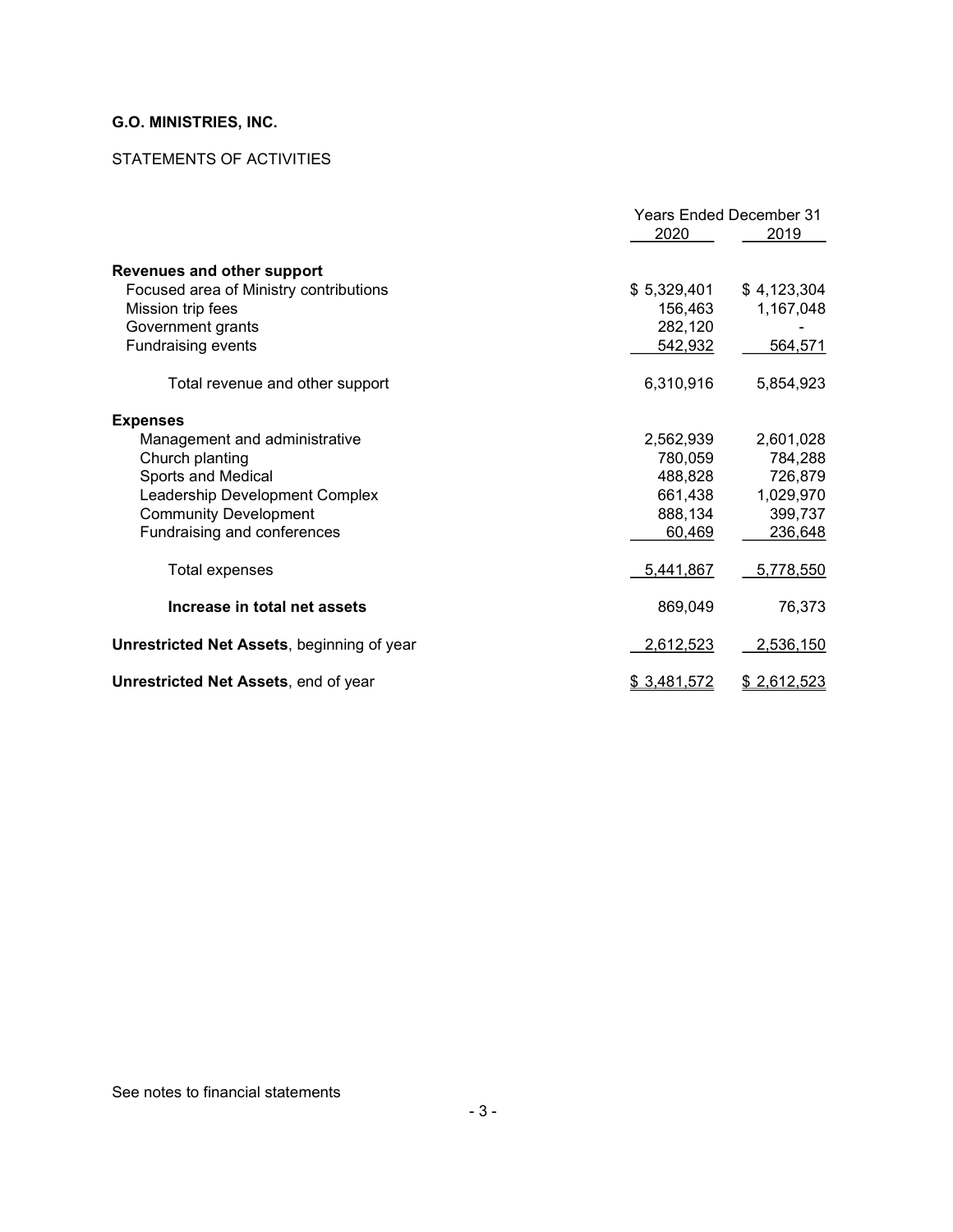**G.O. MINISTRIES, INC.**

STATEMENTS OF ACTIVITIES

| | Years Ended December 31 | |
|---|---|---|
| | 2020 | 2019 |
| **Revenues and other support** | | |
| Focused area of Ministry contributions | $ 5,329,401 | $ 4,123,304 |
| Mission trip fees | 156,463 | 1,167,048 |
| Government grants | 282,120 | - |
| Fundraising events | 542,932 | 564,571 |
| Total revenue and other support | 6,310,916 | 5,854,923 |
| **Expenses** | | |
| Management and administrative | 2,562,939 | 2,601,028 |
| Church planting | 780,059 | 784,288 |
| Sports and Medical | 488,828 | 726,879 |
| Leadership Development Complex | 661,438 | 1,029,970 |
| Community Development | 888,134 | 399,737 |
| Fundraising and conferences | 60,469 | 236,648 |
| Total expenses | 5,441,867 | 5,778,550 |
| **Increase in total net assets** | 869,049 | 76,373 |
| **Unrestricted Net Assets**, beginning of year | 2,612,523 | 2,536,150 |
| **Unrestricted Net Assets**, end of year | $ 3,481,572 | $ 2,612,523 |

See notes to financial statements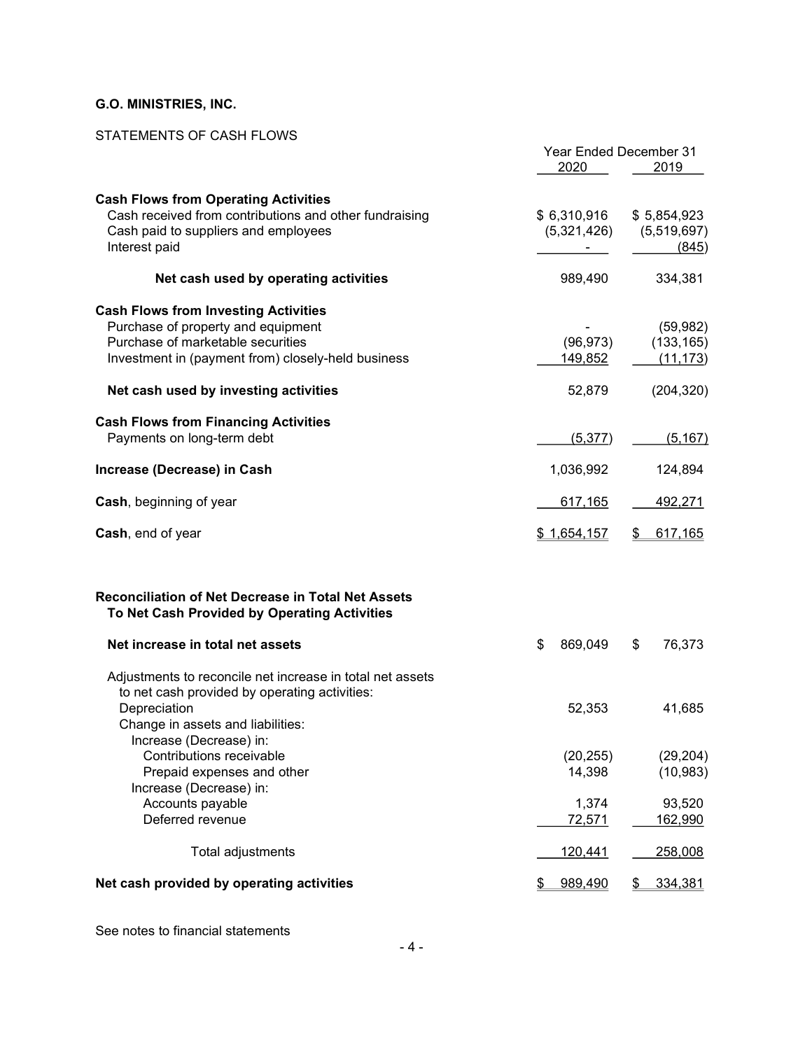**G.O. MINISTRIES, INC.**

STATEMENTS OF CASH FLOWS

| | Year Ended December 31 | |
|---|---|---|
| | 2020 | 2019 |
| **Cash Flows from Operating Activities** | | |
| Cash received from contributions and other fundraising | $ 6,310,916 | $ 5,854,923 |
| Cash paid to suppliers and employees | (5,321,426) | (5,519,697) |
| Interest paid | - | (845) |
| **Net cash used by operating activities** | 989,490 | 334,381 |
| **Cash Flows from Investing Activities** | | |
| Purchase of property and equipment | - | (59,982) |
| Purchase of marketable securities | (96,973) | (133,165) |
| Investment in (payment from) closely-held business | 149,852 | (11,173) |
| **Net cash used by investing activities** | 52,879 | (204,320) |
| **Cash Flows from Financing Activities** | | |
| Payments on long-term debt | (5,377) | (5,167) |
| **Increase (Decrease) in Cash** | 1,036,992 | 124,894 |
| **Cash**, beginning of year | 617,165 | 492,271 |
| **Cash**, end of year | $ 1,654,157 | $ 617,165 |

| **Reconciliation of Net Decrease in Total Net Assets To Net Cash Provided by Operating Activities** | 2020 | 2019 |
|---|---|---|
| **Net increase in total net assets** | $ 869,049 | $ 76,373 |
| Adjustments to reconcile net increase in total net assets to net cash provided by operating activities: | | |
| Depreciation | 52,353 | 41,685 |
| Change in assets and liabilities: | | |
| Increase (Decrease) in: | | |
| Contributions receivable | (20,255) | (29,204) |
| Prepaid expenses and other | 14,398 | (10,983) |
| Increase (Decrease) in: | | |
| Accounts payable | 1,374 | 93,520 |
| Deferred revenue | 72,571 | 162,990 |
| Total adjustments | 120,441 | 258,008 |
| **Net cash provided by operating activities** | $ 989,490 | $ 334,381 |

See notes to financial statements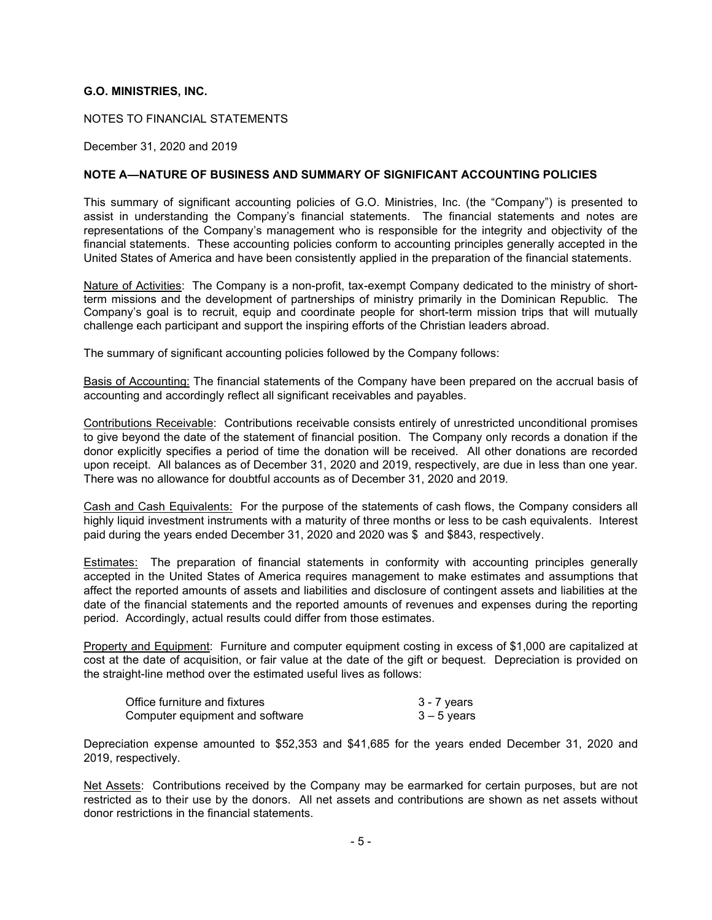**G.O. MINISTRIES, INC.**

NOTES TO FINANCIAL STATEMENTS

December 31, 2020 and 2019

**NOTE A—NATURE OF BUSINESS AND SUMMARY OF SIGNIFICANT ACCOUNTING POLICIES**

This summary of significant accounting policies of G.O. Ministries, Inc. (the "Company") is presented to assist in understanding the Company's financial statements. The financial statements and notes are representations of the Company's management who is responsible for the integrity and objectivity of the financial statements. These accounting policies conform to accounting principles generally accepted in the United States of America and have been consistently applied in the preparation of the financial statements.

Nature of Activities: The Company is a non-profit, tax-exempt Company dedicated to the ministry of short-term missions and the development of partnerships of ministry primarily in the Dominican Republic. The Company's goal is to recruit, equip and coordinate people for short-term mission trips that will mutually challenge each participant and support the inspiring efforts of the Christian leaders abroad.

The summary of significant accounting policies followed by the Company follows:

Basis of Accounting: The financial statements of the Company have been prepared on the accrual basis of accounting and accordingly reflect all significant receivables and payables.

Contributions Receivable: Contributions receivable consists entirely of unrestricted unconditional promises to give beyond the date of the statement of financial position. The Company only records a donation if the donor explicitly specifies a period of time the donation will be received. All other donations are recorded upon receipt. All balances as of December 31, 2020 and 2019, respectively, are due in less than one year. There was no allowance for doubtful accounts as of December 31, 2020 and 2019.

Cash and Cash Equivalents: For the purpose of the statements of cash flows, the Company considers all highly liquid investment instruments with a maturity of three months or less to be cash equivalents. Interest paid during the years ended December 31, 2020 and 2020 was $ and $843, respectively.

Estimates: The preparation of financial statements in conformity with accounting principles generally accepted in the United States of America requires management to make estimates and assumptions that affect the reported amounts of assets and liabilities and disclosure of contingent assets and liabilities at the date of the financial statements and the reported amounts of revenues and expenses during the reporting period. Accordingly, actual results could differ from those estimates.

Property and Equipment: Furniture and computer equipment costing in excess of $1,000 are capitalized at cost at the date of acquisition, or fair value at the date of the gift or bequest. Depreciation is provided on the straight-line method over the estimated useful lives as follows:

| | |
|---|---|
| Office furniture and fixtures | 3 - 7 years |
| Computer equipment and software | 3 – 5 years |

Depreciation expense amounted to $52,353 and $41,685 for the years ended December 31, 2020 and 2019, respectively.

Net Assets: Contributions received by the Company may be earmarked for certain purposes, but are not restricted as to their use by the donors. All net assets and contributions are shown as net assets without donor restrictions in the financial statements.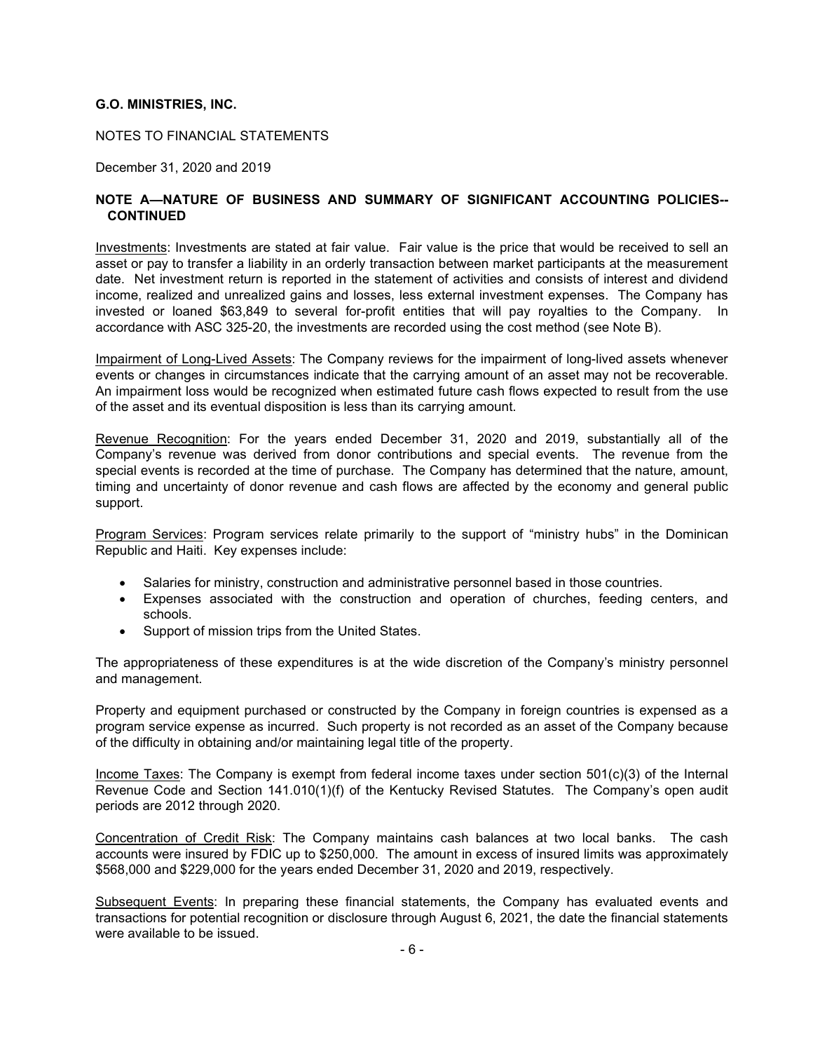**G.O. MINISTRIES, INC.**

NOTES TO FINANCIAL STATEMENTS

December 31, 2020 and 2019

## NOTE A—NATURE OF BUSINESS AND SUMMARY OF SIGNIFICANT ACCOUNTING POLICIES--CONTINUED

Investments: Investments are stated at fair value. Fair value is the price that would be received to sell an asset or pay to transfer a liability in an orderly transaction between market participants at the measurement date. Net investment return is reported in the statement of activities and consists of interest and dividend income, realized and unrealized gains and losses, less external investment expenses. The Company has invested or loaned $63,849 to several for-profit entities that will pay royalties to the Company. In accordance with ASC 325-20, the investments are recorded using the cost method (see Note B).

Impairment of Long-Lived Assets: The Company reviews for the impairment of long-lived assets whenever events or changes in circumstances indicate that the carrying amount of an asset may not be recoverable. An impairment loss would be recognized when estimated future cash flows expected to result from the use of the asset and its eventual disposition is less than its carrying amount.

Revenue Recognition: For the years ended December 31, 2020 and 2019, substantially all of the Company's revenue was derived from donor contributions and special events. The revenue from the special events is recorded at the time of purchase. The Company has determined that the nature, amount, timing and uncertainty of donor revenue and cash flows are affected by the economy and general public support.

Program Services: Program services relate primarily to the support of "ministry hubs" in the Dominican Republic and Haiti. Key expenses include:

- Salaries for ministry, construction and administrative personnel based in those countries.
- Expenses associated with the construction and operation of churches, feeding centers, and schools.
- Support of mission trips from the United States.

The appropriateness of these expenditures is at the wide discretion of the Company's ministry personnel and management.

Property and equipment purchased or constructed by the Company in foreign countries is expensed as a program service expense as incurred. Such property is not recorded as an asset of the Company because of the difficulty in obtaining and/or maintaining legal title of the property.

Income Taxes: The Company is exempt from federal income taxes under section 501(c)(3) of the Internal Revenue Code and Section 141.010(1)(f) of the Kentucky Revised Statutes. The Company's open audit periods are 2012 through 2020.

Concentration of Credit Risk: The Company maintains cash balances at two local banks. The cash accounts were insured by FDIC up to $250,000. The amount in excess of insured limits was approximately $568,000 and $229,000 for the years ended December 31, 2020 and 2019, respectively.

Subsequent Events: In preparing these financial statements, the Company has evaluated events and transactions for potential recognition or disclosure through August 6, 2021, the date the financial statements were available to be issued.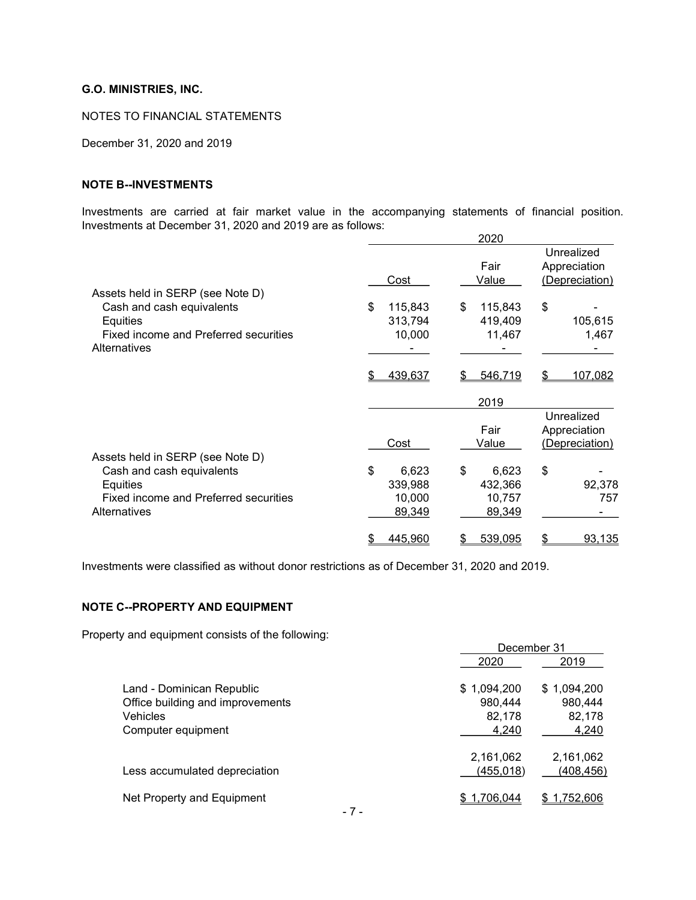**G.O. MINISTRIES, INC.**

NOTES TO FINANCIAL STATEMENTS

December 31, 2020 and 2019

**NOTE B--INVESTMENTS**

Investments are carried at fair market value in the accompanying statements of financial position. Investments at December 31, 2020 and 2019 are as follows:

| | 2020 | | |
|---|---|---|---|
| | Cost | Fair Value | Unrealized Appreciation (Depreciation) |
| Assets held in SERP (see Note D) | | | |
| Cash and cash equivalents | $ 115,843 | $ 115,843 | $ - |
| Equities | 313,794 | 419,409 | 105,615 |
| Fixed income and Preferred securities | 10,000 | 11,467 | 1,467 |
| Alternatives | - | - | - |
| | $ 439,637 | $ 546,719 | $ 107,082 |

| | 2019 | | |
|---|---|---|---|
| | Cost | Fair Value | Unrealized Appreciation (Depreciation) |
| Assets held in SERP (see Note D) | | | |
| Cash and cash equivalents | $ 6,623 | $ 6,623 | $ - |
| Equities | 339,988 | 432,366 | 92,378 |
| Fixed income and Preferred securities | 10,000 | 10,757 | 757 |
| Alternatives | 89,349 | 89,349 | - |
| | $ 445,960 | $ 539,095 | $ 93,135 |

Investments were classified as without donor restrictions as of December 31, 2020 and 2019.

**NOTE C--PROPERTY AND EQUIPMENT**

Property and equipment consists of the following:

| | December 31 | |
|---|---|---|
| | 2020 | 2019 |
| Land - Dominican Republic | $ 1,094,200 | $ 1,094,200 |
| Office building and improvements | 980,444 | 980,444 |
| Vehicles | 82,178 | 82,178 |
| Computer equipment | 4,240 | 4,240 |
| | 2,161,062 | 2,161,062 |
| Less accumulated depreciation | (455,018) | (408,456) |
| Net Property and Equipment | $ 1,706,044 | $ 1,752,606 |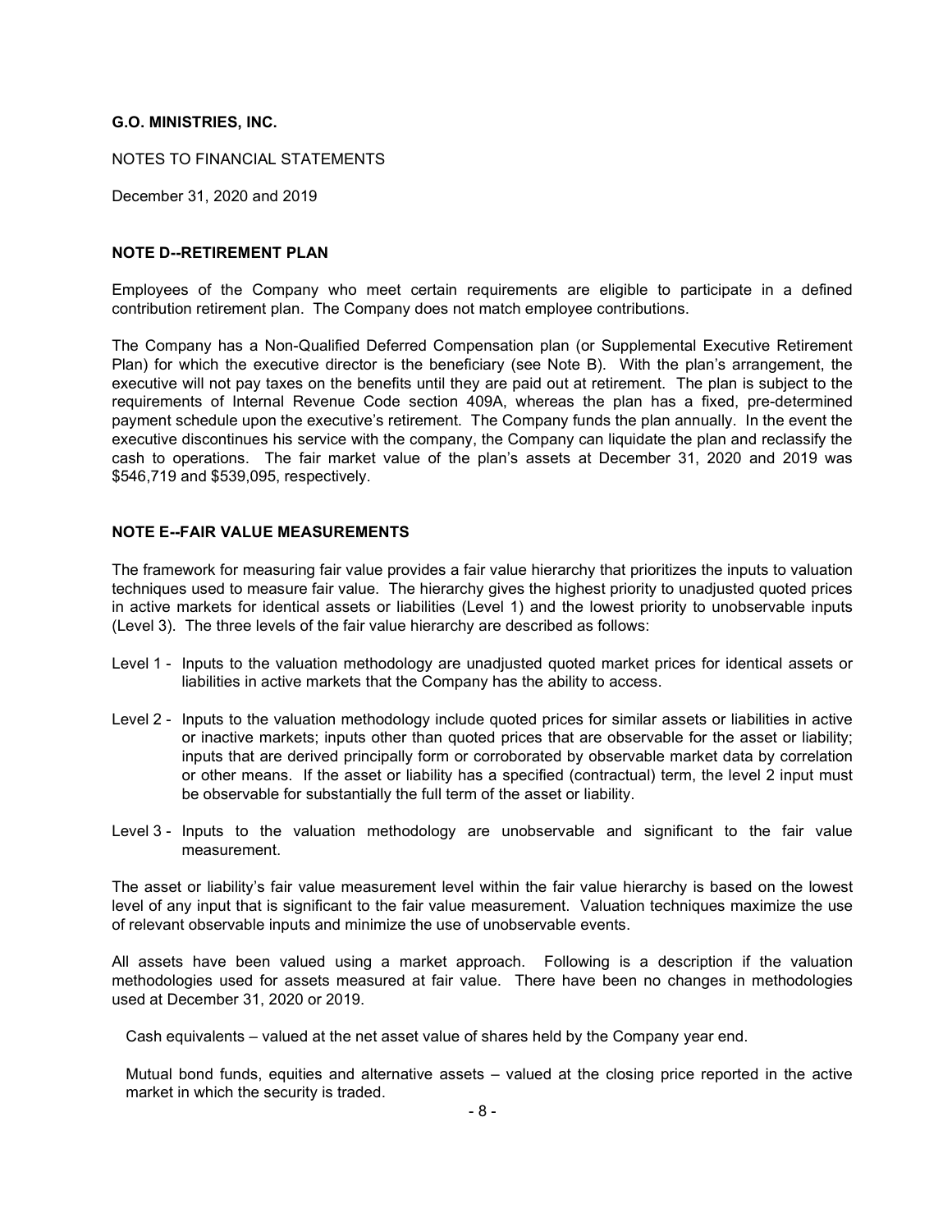**G.O. MINISTRIES, INC.**

NOTES TO FINANCIAL STATEMENTS

December 31, 2020 and 2019

**NOTE D--RETIREMENT PLAN**

Employees of the Company who meet certain requirements are eligible to participate in a defined contribution retirement plan. The Company does not match employee contributions.

The Company has a Non-Qualified Deferred Compensation plan (or Supplemental Executive Retirement Plan) for which the executive director is the beneficiary (see Note B). With the plan's arrangement, the executive will not pay taxes on the benefits until they are paid out at retirement. The plan is subject to the requirements of Internal Revenue Code section 409A, whereas the plan has a fixed, pre-determined payment schedule upon the executive's retirement. The Company funds the plan annually. In the event the executive discontinues his service with the company, the Company can liquidate the plan and reclassify the cash to operations. The fair market value of the plan's assets at December 31, 2020 and 2019 was $546,719 and $539,095, respectively.

**NOTE E--FAIR VALUE MEASUREMENTS**

The framework for measuring fair value provides a fair value hierarchy that prioritizes the inputs to valuation techniques used to measure fair value. The hierarchy gives the highest priority to unadjusted quoted prices in active markets for identical assets or liabilities (Level 1) and the lowest priority to unobservable inputs (Level 3). The three levels of the fair value hierarchy are described as follows:

Level 1 - Inputs to the valuation methodology are unadjusted quoted market prices for identical assets or liabilities in active markets that the Company has the ability to access.

Level 2 - Inputs to the valuation methodology include quoted prices for similar assets or liabilities in active or inactive markets; inputs other than quoted prices that are observable for the asset or liability; inputs that are derived principally form or corroborated by observable market data by correlation or other means. If the asset or liability has a specified (contractual) term, the level 2 input must be observable for substantially the full term of the asset or liability.

Level 3 - Inputs to the valuation methodology are unobservable and significant to the fair value measurement.

The asset or liability's fair value measurement level within the fair value hierarchy is based on the lowest level of any input that is significant to the fair value measurement. Valuation techniques maximize the use of relevant observable inputs and minimize the use of unobservable events.

All assets have been valued using a market approach. Following is a description if the valuation methodologies used for assets measured at fair value. There have been no changes in methodologies used at December 31, 2020 or 2019.

Cash equivalents – valued at the net asset value of shares held by the Company year end.

Mutual bond funds, equities and alternative assets – valued at the closing price reported in the active market in which the security is traded.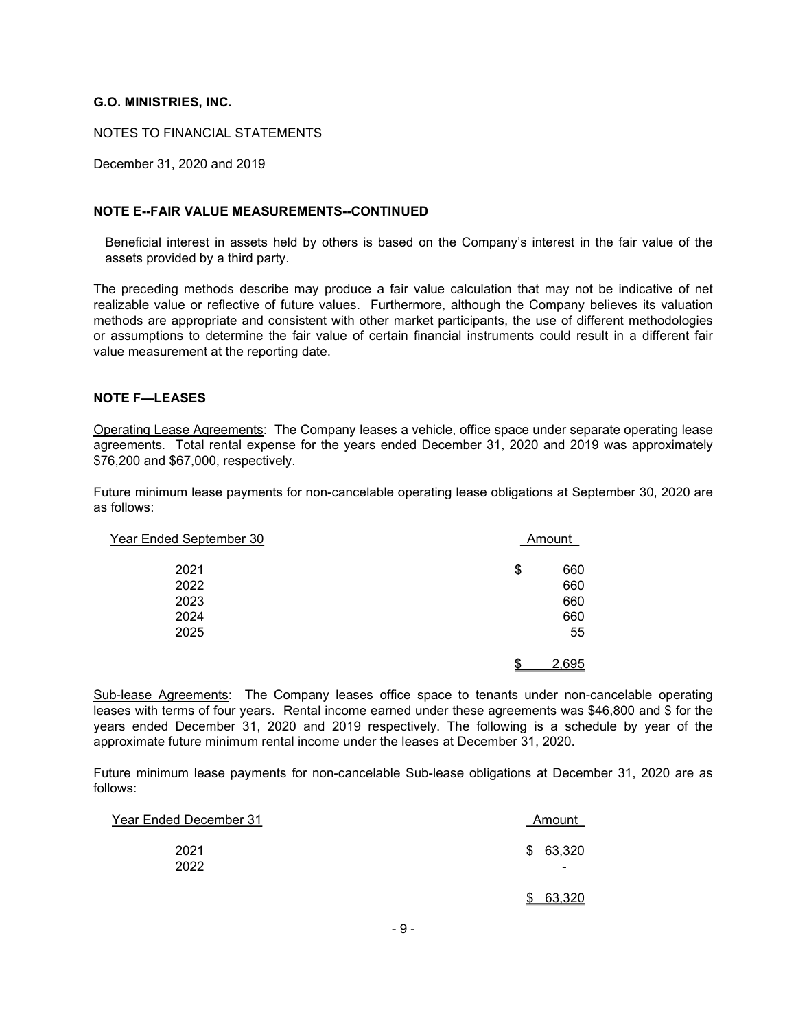**G.O. MINISTRIES, INC.**

NOTES TO FINANCIAL STATEMENTS

December 31, 2020 and 2019

**NOTE E--FAIR VALUE MEASUREMENTS--CONTINUED**

Beneficial interest in assets held by others is based on the Company's interest in the fair value of the assets provided by a third party.

The preceding methods describe may produce a fair value calculation that may not be indicative of net realizable value or reflective of future values. Furthermore, although the Company believes its valuation methods are appropriate and consistent with other market participants, the use of different methodologies or assumptions to determine the fair value of certain financial instruments could result in a different fair value measurement at the reporting date.

**NOTE F—LEASES**

Operating Lease Agreements: The Company leases a vehicle, office space under separate operating lease agreements. Total rental expense for the years ended December 31, 2020 and 2019 was approximately $76,200 and $67,000, respectively.

Future minimum lease payments for non-cancelable operating lease obligations at September 30, 2020 are as follows:

| Year Ended September 30 | Amount |
|---|---|
| 2021 | $ 660 |
| 2022 | 660 |
| 2023 | 660 |
| 2024 | 660 |
| 2025 | 55 |
| | $ 2,695 |

Sub-lease Agreements: The Company leases office space to tenants under non-cancelable operating leases with terms of four years. Rental income earned under these agreements was $46,800 and $ for the years ended December 31, 2020 and 2019 respectively. The following is a schedule by year of the approximate future minimum rental income under the leases at December 31, 2020.

Future minimum lease payments for non-cancelable Sub-lease obligations at December 31, 2020 are as follows:

| Year Ended December 31 | Amount |
|---|---|
| 2021 | $ 63,320 |
| 2022 | - |
| | $ 63,320 |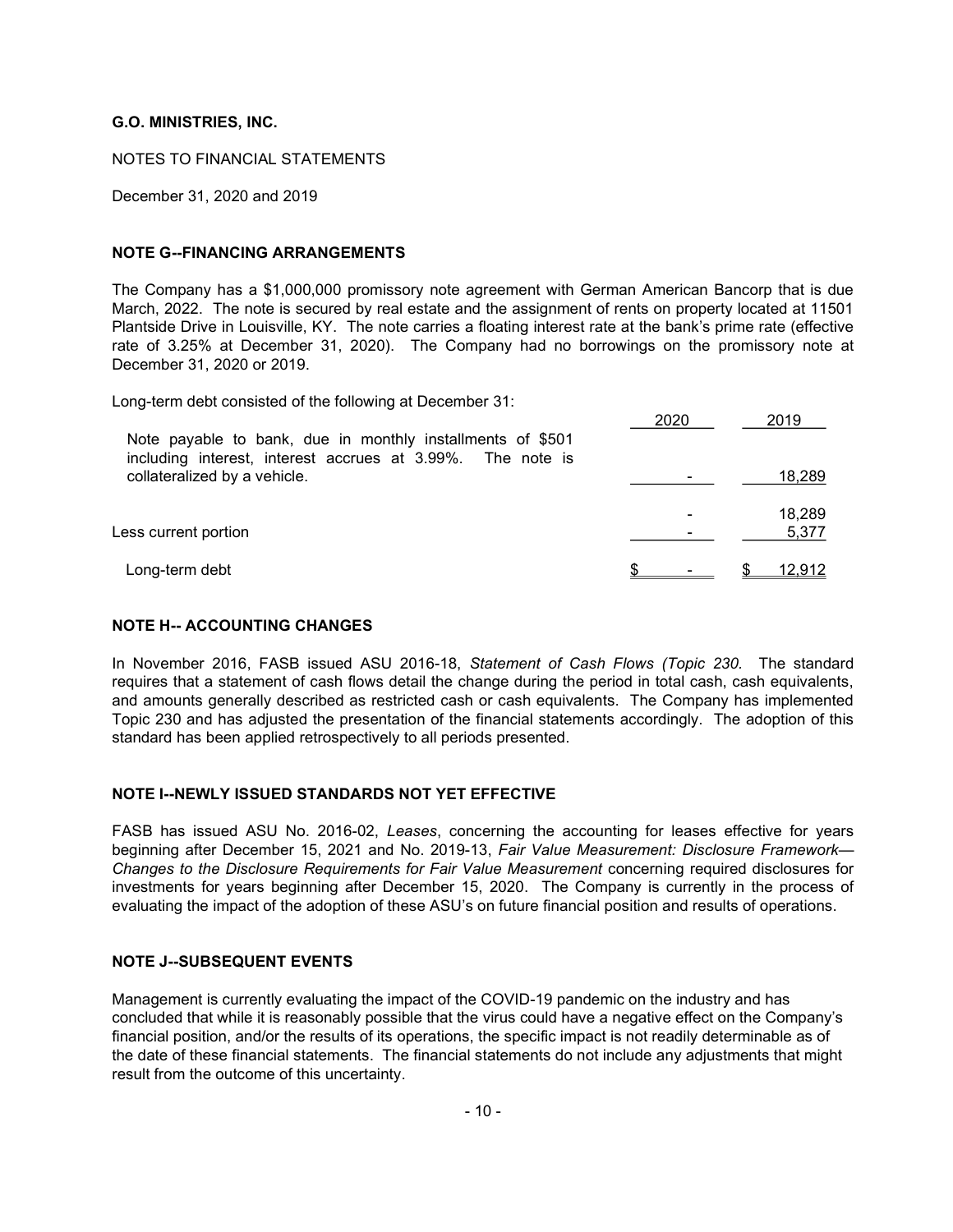**G.O. MINISTRIES, INC.**

NOTES TO FINANCIAL STATEMENTS

December 31, 2020 and 2019

### NOTE G--FINANCING ARRANGEMENTS

The Company has a $1,000,000 promissory note agreement with German American Bancorp that is due March, 2022. The note is secured by real estate and the assignment of rents on property located at 11501 Plantside Drive in Louisville, KY. The note carries a floating interest rate at the bank's prime rate (effective rate of 3.25% at December 31, 2020). The Company had no borrowings on the promissory note at December 31, 2020 or 2019.

Long-term debt consisted of the following at December 31:

| | 2020 | 2019 |
|---|---|---|
| Note payable to bank, due in monthly installments of $501 including interest, interest accrues at 3.99%. The note is collateralized by a vehicle. | - | 18,289 |
| | - | 18,289 |
| Less current portion | - | 5,377 |
| Long-term debt | $ - | $ 12,912 |

### NOTE H-- ACCOUNTING CHANGES

In November 2016, FASB issued ASU 2016-18, *Statement of Cash Flows (Topic 230.* The standard requires that a statement of cash flows detail the change during the period in total cash, cash equivalents, and amounts generally described as restricted cash or cash equivalents. The Company has implemented Topic 230 and has adjusted the presentation of the financial statements accordingly. The adoption of this standard has been applied retrospectively to all periods presented.

### NOTE I--NEWLY ISSUED STANDARDS NOT YET EFFECTIVE

FASB has issued ASU No. 2016-02, *Leases*, concerning the accounting for leases effective for years beginning after December 15, 2021 and No. 2019-13, *Fair Value Measurement: Disclosure Framework—Changes to the Disclosure Requirements for Fair Value Measurement* concerning required disclosures for investments for years beginning after December 15, 2020. The Company is currently in the process of evaluating the impact of the adoption of these ASU's on future financial position and results of operations.

### NOTE J--SUBSEQUENT EVENTS

Management is currently evaluating the impact of the COVID-19 pandemic on the industry and has concluded that while it is reasonably possible that the virus could have a negative effect on the Company's financial position, and/or the results of its operations, the specific impact is not readily determinable as of the date of these financial statements. The financial statements do not include any adjustments that might result from the outcome of this uncertainty.